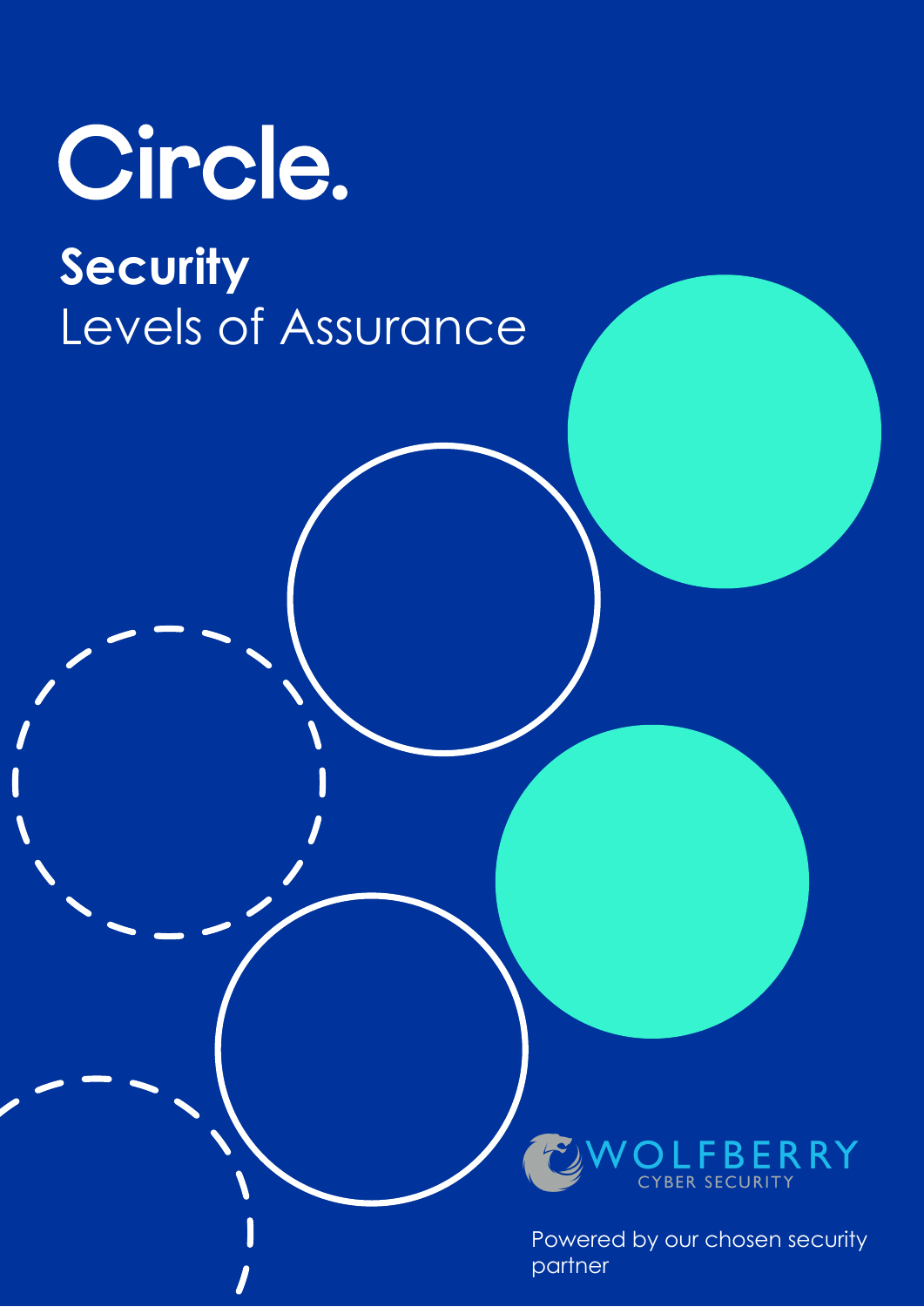# Circle.

## Security

Levels of Assurance

WOLFBERRY
CYBER SECURITY

Powered by our chosen security partner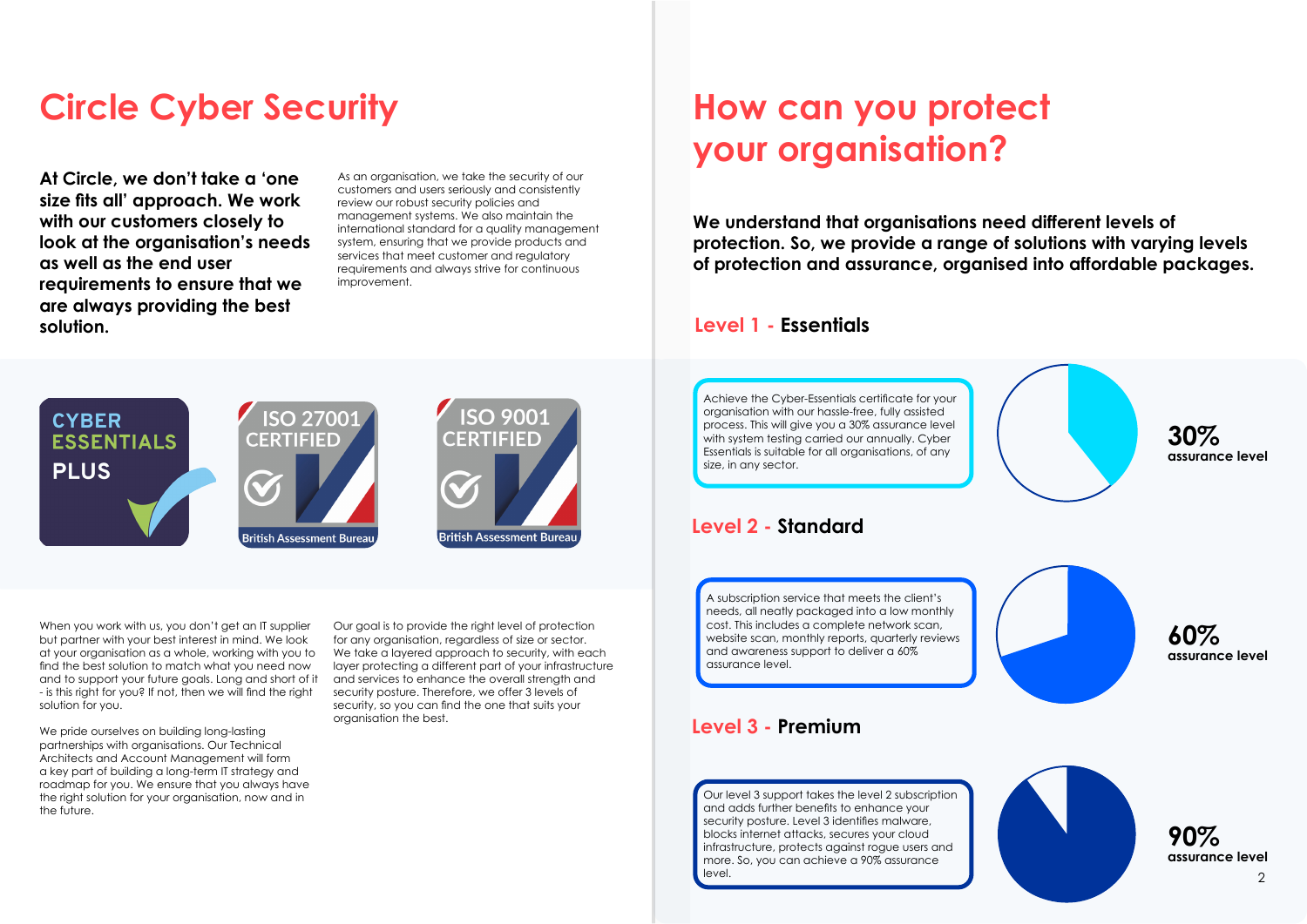# Circle Cyber Security

**At Circle, we don't take a 'one size fits all' approach. We work with our customers closely to look at the organisation's needs as well as the end user requirements to ensure that we are always providing the best solution.**

As an organisation, we take the security of our customers and users seriously and consistently review our robust security policies and management systems. We also maintain the international standard for a quality management system, ensuring that we provide products and services that meet customer and regulatory requirements and always strive for continuous improvement.

CYBER ESSENTIALS PLUS

ISO 27001 CERTIFIED British Assessment Bureau

ISO 9001 CERTIFIED British Assessment Bureau

When you work with us, you don't get an IT supplier but partner with your best interest in mind. We look at your organisation as a whole, working with you to find the best solution to match what you need now and to support your future goals. Long and short of it - is this right for you? If not, then we will find the right solution for you.

We pride ourselves on building long-lasting partnerships with organisations. Our Technical Architects and Account Management will form a key part of building a long-term IT strategy and roadmap for you. We ensure that you always have the right solution for your organisation, now and in the future.

Our goal is to provide the right level of protection for any organisation, regardless of size or sector. We take a layered approach to security, with each layer protecting a different part of your infrastructure and services to enhance the overall strength and security posture. Therefore, we offer 3 levels of security, so you can find the one that suits your organisation the best.

# How can you protect your organisation?

**We understand that organisations need different levels of protection. So, we provide a range of solutions with varying levels of protection and assurance, organised into affordable packages.**

## Level 1 - Essentials

Achieve the Cyber-Essentials certificate for your organisation with our hassle-free, fully assisted process. This will give you a 30% assurance level with system testing carried our annually. Cyber Essentials is suitable for all organisations, of any size, in any sector.

**30%** **assurance level**

## Level 2 - Standard

A subscription service that meets the client's needs, all neatly packaged into a low monthly cost. This includes a complete network scan, website scan, monthly reports, quarterly reviews and awareness support to deliver a 60% assurance level.

**60%** **assurance level**

## Level 3 - Premium

Our level 3 support takes the level 2 subscription and adds further benefits to enhance your security posture. Level 3 identifies malware, blocks internet attacks, secures your cloud infrastructure, protects against rogue users and more. So, you can achieve a 90% assurance level.

**90%** **assurance level**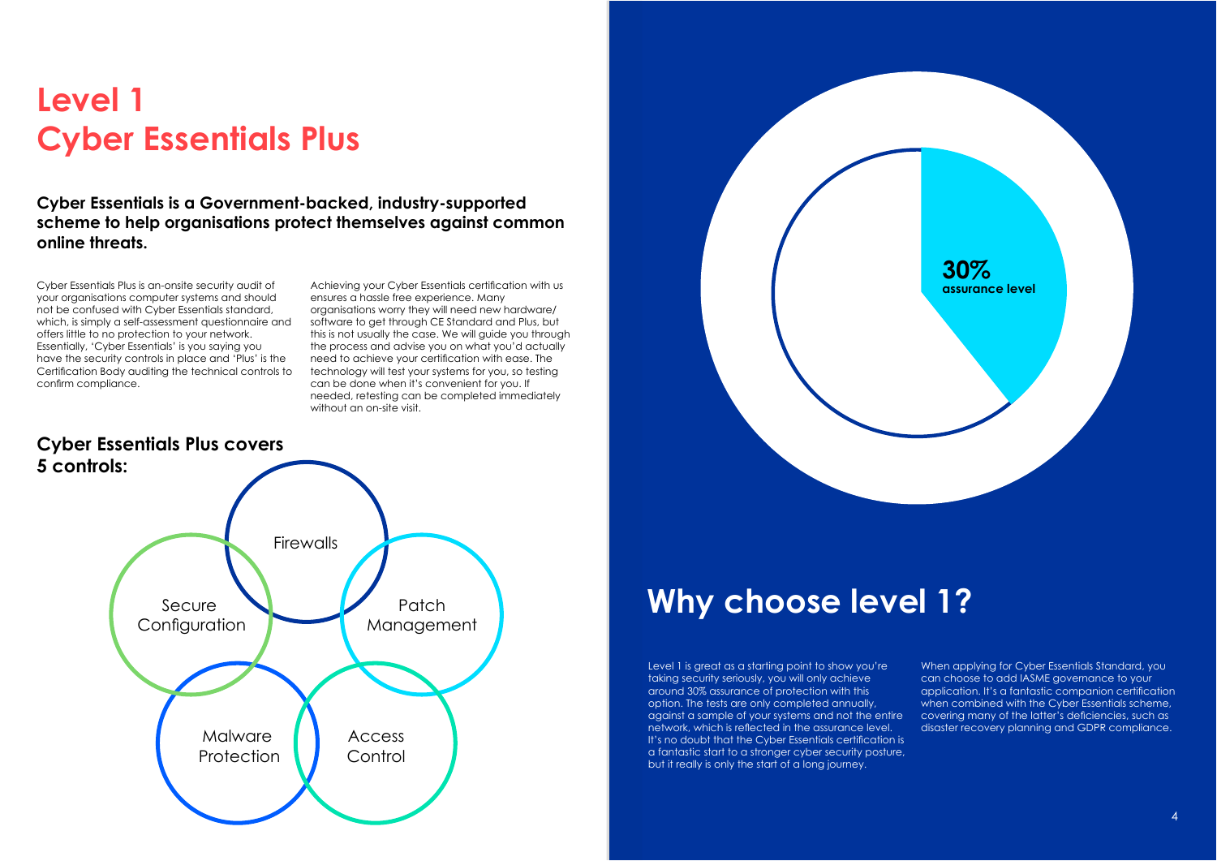# Level 1
# Cyber Essentials Plus

**Cyber Essentials is a Government-backed, industry-supported scheme to help organisations protect themselves against common online threats.**

Cyber Essentials Plus is an-onsite security audit of your organisations computer systems and should not be confused with Cyber Essentials standard, which, is simply a self-assessment questionnaire and offers little to no protection to your network. Essentially, 'Cyber Essentials' is you saying you have the security controls in place and 'Plus' is the Certification Body auditing the technical controls to confirm compliance.

Achieving your Cyber Essentials certification with us ensures a hassle free experience. Many organisations worry they will need new hardware/ software to get through CE Standard and Plus, but this is not usually the case. We will guide you through the process and advise you on what you'd actually need to achieve your certification with ease. The technology will test your systems for you, so testing can be done when it's convenient for you. If needed, retesting can be completed immediately without an on-site visit.

## Cyber Essentials Plus covers 5 controls:

- Firewalls
- Secure Configuration
- Patch Management
- Malware Protection
- Access Control

**30%**
**assurance level**

# Why choose level 1?

Level 1 is great as a starting point to show you're taking security seriously, you will only achieve around 30% assurance of protection with this option. The tests are only completed annually, against a sample of your systems and not the entire network, which is reflected in the assurance level. It's no doubt that the Cyber Essentials certification is a fantastic start to a stronger cyber security posture, but it really is only the start of a long journey.

When applying for Cyber Essentials Standard, you can choose to add IASME governance to your application. It's a fantastic companion certification when combined with the Cyber Essentials scheme, covering many of the latter's deficiencies, such as disaster recovery planning and GDPR compliance.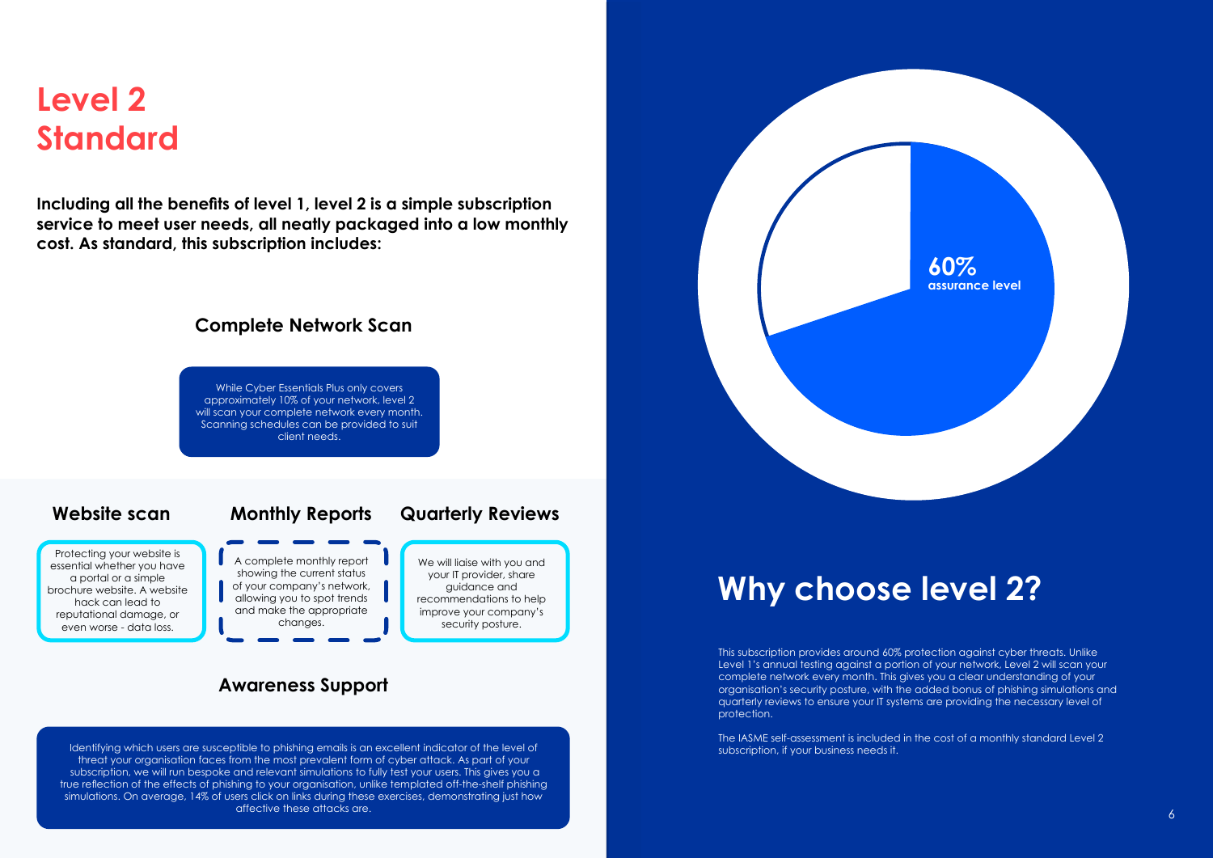# Level 2 Standard

**Including all the benefits of level 1, level 2 is a simple subscription service to meet user needs, all neatly packaged into a low monthly cost. As standard, this subscription includes:**

### Complete Network Scan

While Cyber Essentials Plus only covers approximately 10% of your network, level 2 will scan your complete network every month. Scanning schedules can be provided to suit client needs.

### Website scan

Protecting your website is essential whether you have a portal or a simple brochure website. A website hack can lead to reputational damage, or even worse - data loss.

### Monthly Reports

A complete monthly report showing the current status of your company's network, allowing you to spot trends and make the appropriate changes.

### Quarterly Reviews

We will liaise with you and your IT provider, share guidance and recommendations to help improve your company's security posture.

### Awareness Support

Identifying which users are susceptible to phishing emails is an excellent indicator of the level of threat your organisation faces from the most prevalent form of cyber attack. As part of your subscription, we will run bespoke and relevant simulations to fully test your users. This gives you a true reflection of the effects of phishing to your organisation, unlike templated off-the-shelf phishing simulations. On average, 14% of users click on links during these exercises, demonstrating just how affective these attacks are.

**60%**
**assurance level**

## Why choose level 2?

This subscription provides around 60% protection against cyber threats. Unlike Level 1's annual testing against a portion of your network, Level 2 will scan your complete network every month. This gives you a clear understanding of your organisation's security posture, with the added bonus of phishing simulations and quarterly reviews to ensure your IT systems are providing the necessary level of protection.

The IASME self-assessment is included in the cost of a monthly standard Level 2 subscription, if your business needs it.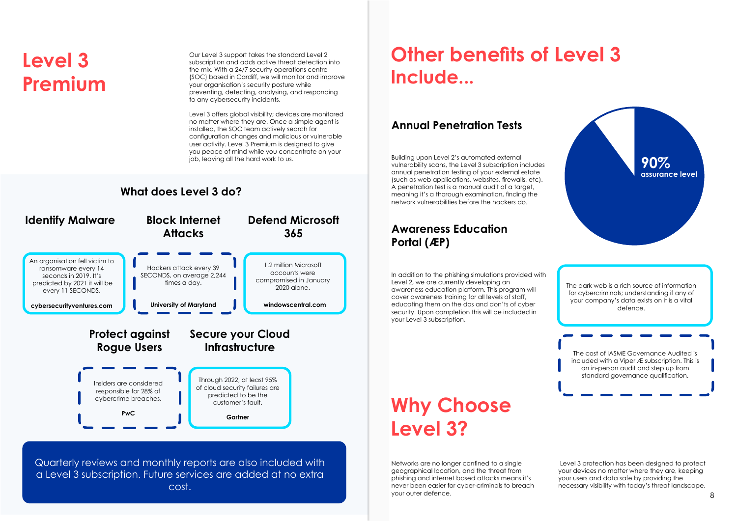# Level 3 Premium

Our Level 3 support takes the standard Level 2 subscription and adds active threat detection into the mix. With a 24/7 security operations centre (SOC) based in Cardiff, we will monitor and improve your organisation's security posture while preventing, detecting, analysing, and responding to any cybersecurity incidents.

Level 3 offers global visibility; devices are monitored no matter where they are. Once a simple agent is installed, the SOC team actively search for configuration changes and malicious or vulnerable user activity. Level 3 Premium is designed to give you peace of mind while you concentrate on your job, leaving all the hard work to us.

## What does Level 3 do?

### Identify Malware

An organisation fell victim to ransomware every 14 seconds in 2019. It's predicted by 2021 it will be every 11 SECONDS.

**cybersecurityventures.com**

### Block Internet Attacks

Hackers attack every 39 SECONDS, on average 2,244 times a day.

**University of Maryland**

### Defend Microsoft 365

1.2 million Microsoft accounts were compromised in January 2020 alone.

**windowscentral.com**

### Protect against Rogue Users

Insiders are considered responsible for 28% of cybercrime breaches.

**PwC**

### Secure your Cloud Infrastructure

Through 2022, at least 95% of cloud security failures are predicted to be the customer's fault.

**Gartner**

Quarterly reviews and monthly reports are also included with a Level 3 subscription. Future services are added at no extra cost.

# Other benefits of Level 3 Include...

### Annual Penetration Tests

Building upon Level 2's automated external vulnerability scans, the Level 3 subscription includes annual penetration testing of your external estate (such as web applications, websites, firewalls, etc). A penetration test is a manual audit of a target, meaning it's a thorough examination, finding the network vulnerabilities before the hackers do.

90%
assurance level

### Awareness Education Portal (ÆP)

In addition to the phishing simulations provided with Level 2, we are currently developing an awareness education platform. This program will cover awareness training for all levels of staff, educating them on the dos and don'ts of cyber security. Upon completion this will be included in your Level 3 subscription.

The dark web is a rich source of information for cybercriminals; understanding if any of your company's data exists on it is a vital defence.

The cost of IASME Governance Audited is included with a Viper Æ subscription. This is an in-person audit and step up from standard governance qualification.

# Why Choose Level 3?

Networks are no longer confined to a single geographical location, and the threat from phishing and internet based attacks means it's never been easier for cyber-criminals to breach your outer defence.

Level 3 protection has been designed to protect your devices no matter where they are, keeping your users and data safe by providing the necessary visibility with today's threat landscape.